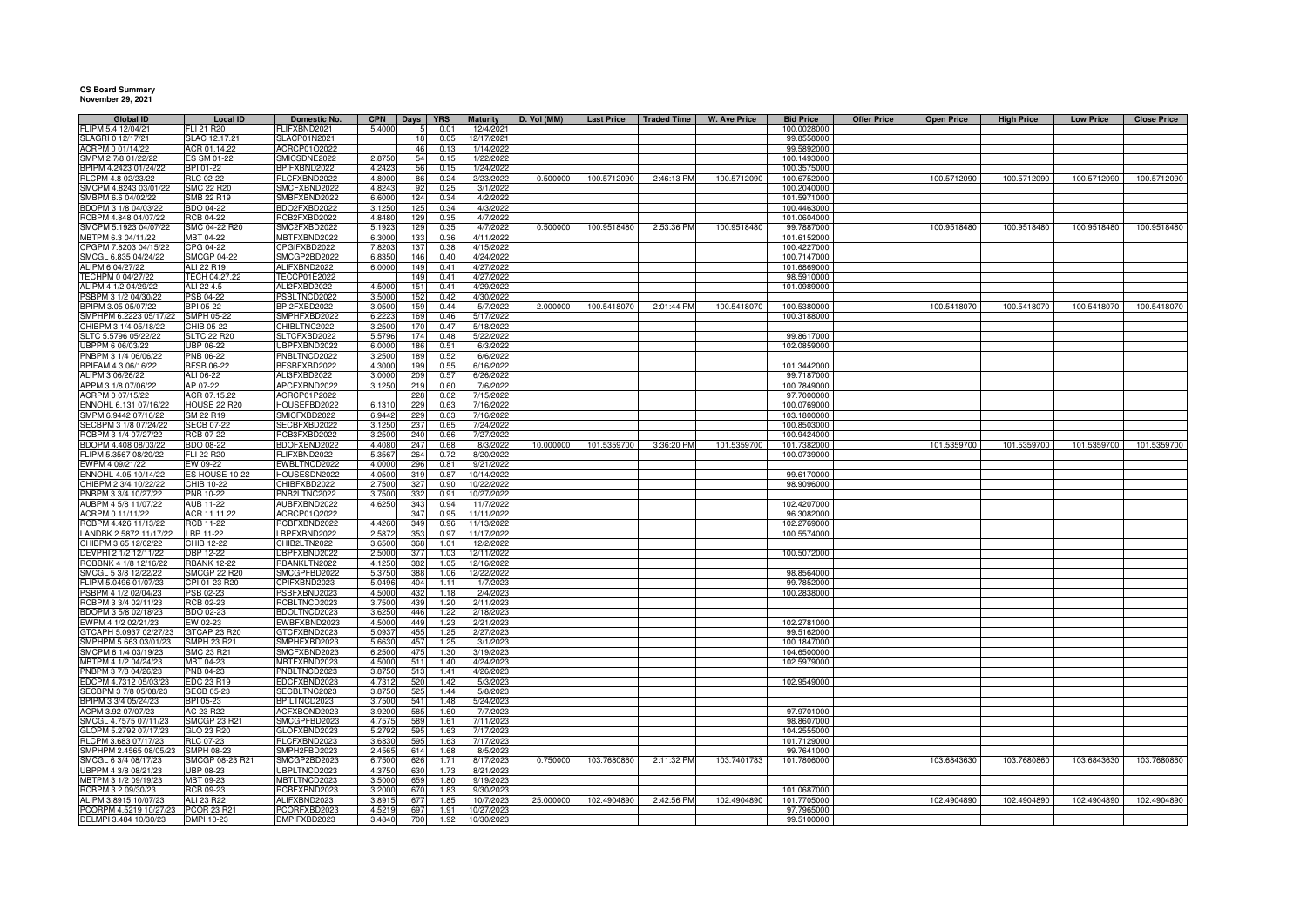**CS Board Summary**
**November 29, 2021**

| Global ID | Local ID | Domestic No. | CPN | Days | YRS | Maturity | D. Vol (MM) | Last Price | Traded Time | W. Ave Price | Bid Price | Offer Price | Open Price | High Price | Low Price | Close Price |
|---|---|---|---|---|---|---|---|---|---|---|---|---|---|---|---|---|
| FLIPM 5.4 12/04/21 | FLI 21 R20 | FLIFXBND2021 | 5.4000 | 5 | 0.01 | 12/4/2021 | | | | | 100.0028000 | | | | | |
| SLAGRI 0 12/17/21 | SLAC 12.17.21 | SLACP01N2021 | | 18 | 0.05 | 12/17/2021 | | | | | 99.8558000 | | | | | |
| ACRPM 0 01/14/22 | ACR 01.14.22 | ACRCP01O2022 | | 46 | 0.13 | 1/14/2022 | | | | | 99.5892000 | | | | | |
| SMPM 2 7/8 01/22/22 | ES SM 01-22 | SMICSDNE2022 | 2.8750 | 54 | 0.15 | 1/22/2022 | | | | | 100.1493000 | | | | | |
| BPIPM 4.2423 01/24/22 | BPI 01-22 | BPIFXBND2022 | 4.2423 | 56 | 0.15 | 1/24/2022 | | | | | 100.3575000 | | | | | |
| RLCPM 4.8 02/23/22 | RLC 02-22 | RLCFXBND2022 | 4.8000 | 86 | 0.24 | 2/23/2022 | 0.500000 | 100.5712090 | 2:46:13 PM | 100.5712090 | 100.6752000 | | 100.5712090 | 100.5712090 | 100.5712090 | 100.5712090 |
| SMCPM 4.8243 03/01/22 | SMC 22 R20 | SMCFXBND2022 | 4.8243 | 92 | 0.25 | 3/1/2022 | | | | | 100.2040000 | | | | | |
| SMBPM 6.6 04/02/22 | SMB 22 R19 | SMBFXBND2022 | 6.6000 | 124 | 0.34 | 4/2/2022 | | | | | 101.5971000 | | | | | |
| BDOPM 3 1/8 04/03/22 | BDO 04-22 | BDO2FXBD2022 | 3.1250 | 125 | 0.34 | 4/3/2022 | | | | | 100.4463000 | | | | | |
| RCBPM 4.848 04/07/22 | RCB 04-22 | RCB2FXBD2022 | 4.8480 | 129 | 0.35 | 4/7/2022 | | | | | 101.0604000 | | | | | |
| SMCPM 5.1923 04/07/22 | SMC 04-22 R20 | SMC2FXBD2022 | 5.1923 | 129 | 0.35 | 4/7/2022 | 0.500000 | 100.9518480 | 2:53:36 PM | 100.9518480 | 99.7887000 | | 100.9518480 | 100.9518480 | 100.9518480 | 100.9518480 |
| MBTPM 6.3 04/11/22 | MBT 04-22 | MBTFXBND2022 | 6.3000 | 133 | 0.36 | 4/11/2022 | | | | | 101.6152000 | | | | | |
| CPGPM 7.8203 04/15/22 | CPG 04-22 | CPGIFXBD2022 | 7.8203 | 137 | 0.38 | 4/15/2022 | | | | | 100.4227000 | | | | | |
| SMCGL 6.835 04/24/22 | SMCGP 04-22 | SMCGP2BD2022 | 6.8350 | 146 | 0.40 | 4/24/2022 | | | | | 100.7147000 | | | | | |
| ALIPM 6 04/27/22 | ALI 22 R19 | ALIFXBND2022 | 6.0000 | 149 | 0.41 | 4/27/2022 | | | | | 101.6869000 | | | | | |
| TECHPM 0 04/27/22 | TECH 04.27.22 | TECCP01E2022 | | 149 | 0.41 | 4/27/2022 | | | | | 98.5910000 | | | | | |
| ALIPM 4 1/2 04/29/22 | ALI 22 4.5 | ALI2FXBD2022 | 4.5000 | 151 | 0.41 | 4/29/2022 | | | | | 101.0989000 | | | | | |
| PSBPM 3 1/2 04/30/22 | PSB 04-22 | PSBLTNCD2022 | 3.5000 | 152 | 0.42 | 4/30/2022 | | | | | | | | | | |
| BPIPM 3.05 05/07/22 | BPI 05-22 | BPI2FXBD2022 | 3.0500 | 159 | 0.44 | 5/7/2022 | 2.000000 | 100.5418070 | 2:01:44 PM | 100.5418070 | 100.5380000 | | 100.5418070 | 100.5418070 | 100.5418070 | 100.5418070 |
| SMPHPM 6.2223 05/17/22 | SMPH 05-22 | SMPHFXBD2022 | 6.2223 | 169 | 0.46 | 5/17/2022 | | | | | 100.3188000 | | | | | |
| CHIBPM 3 1/4 05/18/22 | CHIB 05-22 | CHIBLTNC2022 | 3.2500 | 170 | 0.47 | 5/18/2022 | | | | | | | | | | |
| SLTC 5.5796 05/22/22 | SLTC 22 R20 | SLTCFXBD2022 | 5.5796 | 174 | 0.48 | 5/22/2022 | | | | | 99.8617000 | | | | | |
| UBPPM 6 06/03/22 | UBP 06-22 | UBPFXBND2022 | 6.0000 | 186 | 0.51 | 6/3/2022 | | | | | 102.0859000 | | | | | |
| PNBPM 3 1/4 06/06/22 | PNB 06-22 | PNBLTNCD2022 | 3.2500 | 189 | 0.52 | 6/6/2022 | | | | | | | | | | |
| BPIFAM 4.3 06/16/22 | BFSB 06-22 | BFSBFXBD2022 | 4.3000 | 199 | 0.55 | 6/16/2022 | | | | | 101.3442000 | | | | | |
| ALIPM 3 06/26/22 | ALI 06-22 | ALI3FXBD2022 | 3.0000 | 209 | 0.57 | 6/26/2022 | | | | | 99.7187000 | | | | | |
| APPM 3 1/8 07/06/22 | AP 07-22 | APCFXBND2022 | 3.1250 | 219 | 0.60 | 7/6/2022 | | | | | 100.7849000 | | | | | |
| ACRPM 0 07/15/22 | ACR 07.15.22 | ACRCP01P2022 | | 228 | 0.62 | 7/15/2022 | | | | | 97.7000000 | | | | | |
| ENNOHL 6.131 07/16/22 | HOUSE 22 R20 | HOUSEFBD2022 | 6.1310 | 229 | 0.63 | 7/16/2022 | | | | | 100.0769000 | | | | | |
| SMPM 6.9442 07/16/22 | SM 22 R19 | SMICFXBD2022 | 6.9442 | 229 | 0.63 | 7/16/2022 | | | | | 103.1800000 | | | | | |
| SECBPM 3 1/8 07/24/22 | SECB 07-22 | SECBFXBD2022 | 3.1250 | 237 | 0.65 | 7/24/2022 | | | | | 100.8503000 | | | | | |
| RCBPM 3 1/4 07/27/22 | RCB 07-22 | RCB3FXBD2022 | 3.2500 | 240 | 0.66 | 7/27/2022 | | | | | 100.9424000 | | | | | |
| BDOPM 4.408 08/03/22 | BDO 08-22 | BDOFXBND2022 | 4.4080 | 247 | 0.68 | 8/3/2022 | 10.000000 | 101.5359700 | 3:36:20 PM | 101.5359700 | 101.7382000 | | 101.5359700 | 101.5359700 | 101.5359700 | 101.5359700 |
| FLIPM 5.3567 08/20/22 | FLI 22 R20 | FLIFXBND2022 | 5.3567 | 264 | 0.72 | 8/20/2022 | | | | | 100.0739000 | | | | | |
| EWPM 4 09/21/22 | EW 09-22 | EWBLTNCD2022 | 4.0000 | 296 | 0.81 | 9/21/2022 | | | | | | | | | | |
| ENNOHL 4.05 10/14/22 | ES HOUSE 10-22 | HOUSESDN2022 | 4.0500 | 319 | 0.87 | 10/14/2022 | | | | | 99.6170000 | | | | | |
| CHIBPM 2 3/4 10/22/22 | CHIB 10-22 | CHIBFXBD2022 | 2.7500 | 327 | 0.90 | 10/22/2022 | | | | | 98.9096000 | | | | | |
| PNBPM 3 3/4 10/27/22 | PNB 10-22 | PNB2LTNC2022 | 3.7500 | 332 | 0.91 | 10/27/2022 | | | | | | | | | | |
| AUBPM 4 5/8 11/07/22 | AUB 11-22 | AUBFXBND2022 | 4.6250 | 343 | 0.94 | 11/7/2022 | | | | | 102.4207000 | | | | | |
| ACRPM 0 11/11/22 | ACR 11.11.22 | ACRCP01Q2022 | | 347 | 0.95 | 11/11/2022 | | | | | 96.3082000 | | | | | |
| RCBPM 4.426 11/13/22 | RCB 11-22 | RCBFXBND2022 | 4.4260 | 349 | 0.96 | 11/13/2022 | | | | | 102.2769000 | | | | | |
| LANDBK 2.5872 11/17/22 | LBP 11-22 | LBPFXBND2022 | 2.5872 | 353 | 0.97 | 11/17/2022 | | | | | 100.5574000 | | | | | |
| CHIBPM 3.65 12/02/22 | CHIB 12-22 | CHIB2LTN2022 | 3.6500 | 368 | 1.01 | 12/2/2022 | | | | | | | | | | |
| DEVPHI 2 1/2 12/11/22 | DBP 12-22 | DBPFXBND2022 | 2.5000 | 377 | 1.03 | 12/11/2022 | | | | | 100.5072000 | | | | | |
| ROBBNK 4 1/8 12/16/22 | RBANK 12-22 | RBANKLTN2022 | 4.1250 | 382 | 1.05 | 12/16/2022 | | | | | | | | | | |
| SMCGL 5 3/8 12/22/22 | SMCGP 22 R20 | SMCGPFBD2022 | 5.3750 | 388 | 1.06 | 12/22/2022 | | | | | 98.8564000 | | | | | |
| FLIPM 5.0496 01/07/23 | CPI 01-23 R20 | CPIFXBND2023 | 5.0496 | 404 | 1.11 | 1/7/2023 | | | | | 99.7852000 | | | | | |
| PSBPM 4 1/2 02/04/23 | PSB 02-23 | PSBFXBND2023 | 4.5000 | 432 | 1.18 | 2/4/2023 | | | | | 100.2838000 | | | | | |
| RCBPM 3 3/4 02/11/23 | RCB 02-23 | RCBLTNCD2023 | 3.7500 | 439 | 1.20 | 2/11/2023 | | | | | | | | | | |
| BDOPM 3 5/8 02/18/23 | BDO 02-23 | BDOLTNCD2023 | 3.6250 | 446 | 1.22 | 2/18/2023 | | | | | | | | | | |
| EWPM 4 1/2 02/21/23 | EW 02-23 | EWBFXBND2023 | 4.5000 | 449 | 1.23 | 2/21/2023 | | | | | 102.2781000 | | | | | |
| GTCAPH 5.0937 02/27/23 | GTCAP 23 R20 | GTCFXBND2023 | 5.0937 | 455 | 1.25 | 2/27/2023 | | | | | 99.5162000 | | | | | |
| SMPHPM 5.663 03/01/23 | SMPH 23 R21 | SMPHFXBD2023 | 5.6630 | 457 | 1.25 | 3/1/2023 | | | | | 100.1847000 | | | | | |
| SMCPM 6 1/4 03/19/23 | SMC 23 R21 | SMCFXBND2023 | 6.2500 | 475 | 1.30 | 3/19/2023 | | | | | 104.6500000 | | | | | |
| MBTPM 4 1/2 04/24/23 | MBT 04-23 | MBTFXBND2023 | 4.5000 | 511 | 1.40 | 4/24/2023 | | | | | 102.5979000 | | | | | |
| PNBPM 3 7/8 04/26/23 | PNB 04-23 | PNBLTNCD2023 | 3.8750 | 513 | 1.41 | 4/26/2023 | | | | | | | | | | |
| EDCPM 4.7312 05/03/23 | EDC 23 R19 | EDCFXBND2023 | 4.7312 | 520 | 1.42 | 5/3/2023 | | | | | 102.9549000 | | | | | |
| SECBPM 3 7/8 05/08/23 | SECB 05-23 | SECBLTNC2023 | 3.8750 | 525 | 1.44 | 5/8/2023 | | | | | | | | | | |
| BPIPM 3 3/4 05/24/23 | BPI 05-23 | BPILTNCD2023 | 3.7500 | 541 | 1.48 | 5/24/2023 | | | | | | | | | | |
| ACPM 3.92 07/07/23 | AC 23 R22 | ACFXBOND2023 | 3.9200 | 585 | 1.60 | 7/7/2023 | | | | | 97.9701000 | | | | | |
| SMCGL 4.7575 07/11/23 | SMCGP 23 R21 | SMCGPFBD2023 | 4.7575 | 589 | 1.61 | 7/11/2023 | | | | | 98.8607000 | | | | | |
| GLOPM 5.2792 07/17/23 | GLO 23 R20 | GLOFXBND2023 | 5.2792 | 595 | 1.63 | 7/17/2023 | | | | | 104.2555000 | | | | | |
| RLCPM 3.683 07/17/23 | RLC 07-23 | RLCFXBND2023 | 3.6830 | 595 | 1.63 | 7/17/2023 | | | | | 101.7129000 | | | | | |
| SMPHPM 2.4565 08/05/23 | SMPH 08-23 | SMPH2FBD2023 | 2.4565 | 614 | 1.68 | 8/5/2023 | | | | | 99.7641000 | | | | | |
| SMCGL 6 3/4 08/17/23 | SMCGP 08-23 R21 | SMCGP2BD2023 | 6.7500 | 626 | 1.71 | 8/17/2023 | 0.750000 | 103.7680860 | 2:11:32 PM | 103.7401783 | 101.7806000 | | 103.6843630 | 103.7680860 | 103.6843630 | 103.7680860 |
| UBPPM 4 3/8 08/21/23 | UBP 08-23 | UBPLTNCD2023 | 4.3750 | 630 | 1.73 | 8/21/2023 | | | | | | | | | | |
| MBTPM 3 1/2 09/19/23 | MBT 09-23 | MBTLTNCD2023 | 3.5000 | 659 | 1.80 | 9/19/2023 | | | | | | | | | | |
| RCBPM 3.2 09/30/23 | RCB 09-23 | RCBFXBND2023 | 3.2000 | 670 | 1.83 | 9/30/2023 | | | | | 101.0687000 | | | | | |
| ALIPM 3.8915 10/07/23 | ALI 23 R22 | ALIFXBND2023 | 3.8915 | 677 | 1.85 | 10/7/2023 | 25.000000 | 102.4904890 | 2:42:56 PM | 102.4904890 | 101.7705000 | | 102.4904890 | 102.4904890 | 102.4904890 | 102.4904890 |
| PCORPM 4.5219 10/27/23 | PCOR 23 R21 | PCORFXBD2023 | 4.5219 | 697 | 1.91 | 10/27/2023 | | | | | 97.7965000 | | | | | |
| DELMPI 3.484 10/30/23 | DMPI 10-23 | DMPIFXBD2023 | 3.4840 | 700 | 1.92 | 10/30/2023 | | | | | 99.5100000 | | | | | |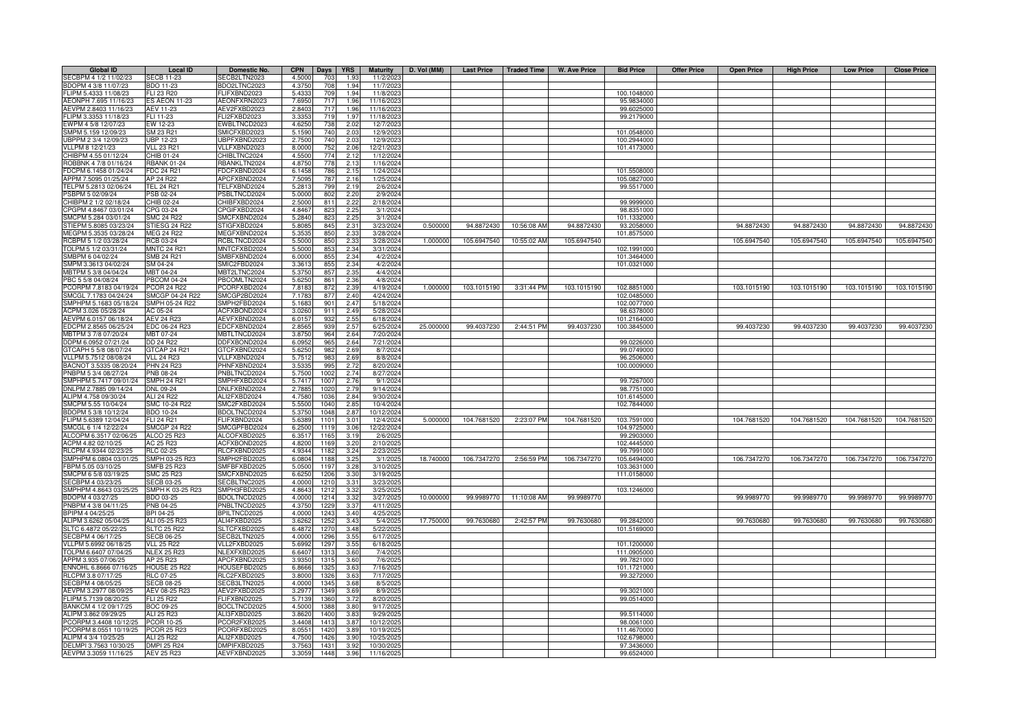| Global ID | Local ID | Domestic No. | CPN | Days | YRS | Maturity | D. Vol (MM) | Last Price | Traded Time | W. Ave Price | Bid Price | Offer Price | Open Price | High Price | Low Price | Close Price |
|---|---|---|---|---|---|---|---|---|---|---|---|---|---|---|---|---|
| SECBPM 4 1/2 11/02/23 | SECB 11-23 | SECB2LTN2023 | 4.5000 | 703 | 1.93 | 11/2/2023 | | | | | | | | | | |
| BDOPM 4 3/8 11/07/23 | BDO 11-23 | BDO2LTNC2023 | 4.3750 | 708 | 1.94 | 11/7/2023 | | | | | | | | | | |
| FLIPM 5.4333 11/08/23 | FLI 23 R20 | FLIFXBND2023 | 5.4333 | 709 | 1.94 | 11/8/2023 | | | | | 100.1048000 | | | | | |
| AEONPH 7.695 11/16/23 | ES AEON 11-23 | AEONFXRN2023 | 7.6950 | 717 | 1.96 | 11/16/2023 | | | | | 95.9834000 | | | | | |
| AEVPM 2.8403 11/16/23 | AEV 11-23 | AEV2FXBD2023 | 2.8403 | 717 | 1.96 | 11/16/2023 | | | | | 99.6025000 | | | | | |
| FLIPM 3.3353 11/18/23 | FLI 11-23 | FLI2FXBD2023 | 3.3353 | 719 | 1.97 | 11/18/2023 | | | | | 99.2179000 | | | | | |
| EWPM 4 5/8 12/07/23 | EW 12-23 | EWBLTNCD2023 | 4.6250 | 738 | 2.02 | 12/7/2023 | | | | | | | | | | |
| SMPM 5.159 12/09/23 | SM 23 R21 | SMICFXBD2023 | 5.1590 | 740 | 2.03 | 12/9/2023 | | | | | 101.0548000 | | | | | |
| UBPPM 2 3/4 12/09/23 | UBP 12-23 | UBPFXBND2023 | 2.7500 | 740 | 2.03 | 12/9/2023 | | | | | 100.2944000 | | | | | |
| VLLPM 8 12/21/23 | VLL 23 R21 | VLLFXBND2023 | 8.0000 | 752 | 2.06 | 12/21/2023 | | | | | 101.4173000 | | | | | |
| CHIBPM 4.55 01/12/24 | CHIB 01-24 | CHIBLTNC2024 | 4.5500 | 774 | 2.12 | 1/12/2024 | | | | | | | | | | |
| ROBBNK 4 7/8 01/16/24 | RBANK 01-24 | RBANKLTN2024 | 4.8750 | 778 | 2.13 | 1/16/2024 | | | | | | | | | | |
| FDCPM 6.1458 01/24/24 | FDC 24 R21 | FDCFXBND2024 | 6.1458 | 786 | 2.15 | 1/24/2024 | | | | | 101.5508000 | | | | | |
| APPM 7.5095 01/25/24 | AP 24 R22 | APCFXBND2024 | 7.5095 | 787 | 2.16 | 1/25/2024 | | | | | 105.0827000 | | | | | |
| TELPM 5.2813 02/06/24 | TEL 24 R21 | TELFXBND2024 | 5.2813 | 799 | 2.19 | 2/6/2024 | | | | | 99.5517000 | | | | | |
| PSBPM 5 02/09/24 | PSB 02-24 | PSBLTNCD2024 | 5.0000 | 802 | 2.20 | 2/9/2024 | | | | | | | | | | |
| CHIBPM 2 1/2 02/18/24 | CHIB 02-24 | CHIBFXBD2024 | 2.5000 | 811 | 2.22 | 2/18/2024 | | | | | 99.9999000 | | | | | |
| CPGPM 4.8467 03/01/24 | CPG 03-24 | CPGIFXBD2024 | 4.8467 | 823 | 2.25 | 3/1/2024 | | | | | 98.8351000 | | | | | |
| SMCPM 5.284 03/01/24 | SMC 24 R22 | SMCFXBND2024 | 5.2840 | 823 | 2.25 | 3/1/2024 | | | | | 101.1332000 | | | | | |
| STIEPM 5.8085 03/23/24 | STIESG 24 R22 | STIGFXBD2024 | 5.8085 | 845 | 2.31 | 3/23/2024 | 0.500000 | 94.8872430 | 10:56:08 AM | 94.8872430 | 93.2058000 | | 94.8872430 | 94.8872430 | 94.8872430 | 94.8872430 |
| MEGPM 5.3535 03/28/24 | MEG 24 R22 | MEGFXBND2024 | 5.3535 | 850 | 2.33 | 3/28/2024 | | | | | 101.8575000 | | | | | |
| RCBPM 5 1/2 03/28/24 | RCB 03-24 | RCBLTNCD2024 | 5.5000 | 850 | 2.33 | 3/28/2024 | 1.000000 | 105.6947540 | 10:55:02 AM | 105.6947540 | | | 105.6947540 | 105.6947540 | 105.6947540 | 105.6947540 |
| TOLPM 5 1/2 03/31/24 | MNTC 24 R21 | MNTCFXBD2024 | 5.5000 | 853 | 2.34 | 3/31/2024 | | | | | 102.1991000 | | | | | |
| SMBPM 6 04/02/24 | SMB 24 R21 | SMBFXBND2024 | 6.0000 | 855 | 2.34 | 4/2/2024 | | | | | 101.3464000 | | | | | |
| SMPM 3.3613 04/02/24 | SM 04-24 | SMIC2FBD2024 | 3.3613 | 855 | 2.34 | 4/2/2024 | | | | | 101.0321000 | | | | | |
| MBTPM 5 3/8 04/04/24 | MBT 04-24 | MBT2LTNC2024 | 5.3750 | 857 | 2.35 | 4/4/2024 | | | | | | | | | | |
| PBC 5 5/8 04/08/24 | PBCOM 04-24 | PBCOMLTN2024 | 5.6250 | 861 | 2.36 | 4/8/2024 | | | | | | | | | | |
| PCORPM 7.8183 04/19/24 | PCOR 24 R22 | PCORFXBD2024 | 7.8183 | 872 | 2.39 | 4/19/2024 | 1.000000 | 103.1015190 | 3:31:44 PM | 103.1015190 | 102.8851000 | | 103.1015190 | 103.1015190 | 103.1015190 | 103.1015190 |
| SMCGL 7.1783 04/24/24 | SMCGP 24 R22 | SMCGP2BD2024 | 7.1783 | 877 | 2.40 | 4/24/2024 | | | | | 102.0485000 | | | | | |
| SMPHPM 5.1683 05/18/24 | SMPH 05-24 R22 | SMPH2FBD2024 | 5.1683 | 901 | 2.47 | 5/18/2024 | | | | | 102.0077000 | | | | | |
| ACPM 3.026 05/28/24 | AC 05-24 | ACFXBOND2024 | 3.0260 | 911 | 2.49 | 5/28/2024 | | | | | 98.6378000 | | | | | |
| AEVPM 6.0157 06/18/24 | AEV 24 R23 | AEVFXBND2024 | 6.0157 | 932 | 2.55 | 6/18/2024 | | | | | 101.2164000 | | | | | |
| EDCPM 2.8565 06/25/24 | EDC 06-24 R23 | EDCFXBND2024 | 2.8565 | 939 | 2.57 | 6/25/2024 | 25.000000 | 99.4037230 | 2:44:51 PM | 99.4037230 | 100.3845000 | | 99.4037230 | 99.4037230 | 99.4037230 | 99.4037230 |
| MBTPM 3 7/8 07/20/24 | MBT 07-24 | MBTLTNCD2024 | 3.8750 | 964 | 2.64 | 7/20/2024 | | | | | | | | | | |
| DDPM 6.0952 07/21/24 | DD 24 R22 | DDFXBOND2024 | 6.0952 | 965 | 2.64 | 7/21/2024 | | | | | 99.0226000 | | | | | |
| GTCAPH 5 5/8 08/07/24 | GTCAP 24 R21 | GTCFXBND2024 | 5.6250 | 982 | 2.69 | 8/7/2024 | | | | | 99.0749000 | | | | | |
| VLLPM 5.7512 08/08/24 | VLL 24 R23 | VLLFXBND2024 | 5.7512 | 983 | 2.69 | 8/8/2024 | | | | | 96.2506000 | | | | | |
| BACNOT 3.5335 08/20/24 | PHN 24 R23 | PHNFXBND2024 | 3.5335 | 995 | 2.72 | 8/20/2024 | | | | | 100.0009000 | | | | | |
| PNBPM 5 3/4 08/27/24 | PNB 08-24 | PNBLTNCD2024 | 5.7500 | 1002 | 2.74 | 8/27/2024 | | | | | | | | | | |
| SMPHPM 5.7417 09/01/24 | SMPH 24 R21 | SMPHFXBD2024 | 5.7417 | 1007 | 2.76 | 9/1/2024 | | | | | 99.7267000 | | | | | |
| DNLPM 2.7885 09/14/24 | DNL 09-24 | DNLFXBND2024 | 2.7885 | 1020 | 2.79 | 9/14/2024 | | | | | 98.7751000 | | | | | |
| ALIPM 4.758 09/30/24 | ALI 24 R22 | ALI2FXBD2024 | 4.7580 | 1036 | 2.84 | 9/30/2024 | | | | | 101.6145000 | | | | | |
| SMCPM 5.55 10/04/24 | SMC 10-24 R22 | SMC2FXBD2024 | 5.5500 | 1040 | 2.85 | 10/4/2024 | | | | | 102.7844000 | | | | | |
| BDOPM 5 3/8 10/12/24 | BDO 10-24 | BDOLTNCD2024 | 5.3750 | 1048 | 2.87 | 10/12/2024 | | | | | | | | | | |
| FLIPM 5.6389 12/04/24 | FLI 24 R21 | FLIFXBND2024 | 5.6389 | 1101 | 3.01 | 12/4/2024 | 5.000000 | 104.7681520 | 2:23:07 PM | 104.7681520 | 103.7591000 | | 104.7681520 | 104.7681520 | 104.7681520 | 104.7681520 |
| SMCGL 6 1/4 12/22/24 | SMCGP 24 R22 | SMCGPFBD2024 | 6.2500 | 1119 | 3.06 | 12/22/2024 | | | | | 104.9725000 | | | | | |
| ALCOPM 6.3517 02/06/25 | ALCO 25 R23 | ALCOFXBD2025 | 6.3517 | 1165 | 3.19 | 2/6/2025 | | | | | 99.2903000 | | | | | |
| ACPM 4.82 02/10/25 | AC 25 R23 | ACFXBOND2025 | 4.8200 | 1169 | 3.20 | 2/10/2025 | | | | | 102.4445000 | | | | | |
| RLCPM 4.9344 02/23/25 | RLC 02-25 | RLCFXBND2025 | 4.9344 | 1182 | 3.24 | 2/23/2025 | | | | | 99.7991000 | | | | | |
| SMPHPM 6.0804 03/01/25 | SMPH 03-25 R23 | SMPH2FBD2025 | 6.0804 | 1188 | 3.25 | 3/1/2025 | 18.740000 | 106.7347270 | 2:56:59 PM | 106.7347270 | 105.6494000 | | 106.7347270 | 106.7347270 | 106.7347270 | 106.7347270 |
| FBPM 5.05 03/10/25 | SMFB 25 R23 | SMFBFXBD2025 | 5.0500 | 1197 | 3.28 | 3/10/2025 | | | | | 103.3631000 | | | | | |
| SMCPM 6 5/8 03/19/25 | SMC 25 R23 | SMCFXBND2025 | 6.6250 | 1206 | 3.30 | 3/19/2025 | | | | | 111.0158000 | | | | | |
| SECBPM 4 03/23/25 | SECB 03-25 | SECBLTNC2025 | 4.0000 | 1210 | 3.31 | 3/23/2025 | | | | | | | | | | |
| SMPHPM 4.8643 03/25/25 | SMPH K 03-25 R23 | SMPH3FBD2025 | 4.8643 | 1212 | 3.32 | 3/25/2025 | | | | | 103.1246000 | | | | | |
| BDOPM 4 03/27/25 | BDO 03-25 | BDOLTNCD2025 | 4.0000 | 1214 | 3.32 | 3/27/2025 | 10.000000 | 99.9989770 | 11:10:08 AM | 99.9989770 | | | 99.9989770 | 99.9989770 | 99.9989770 | 99.9989770 |
| PNBPM 4 3/8 04/11/25 | PNB 04-25 | PNBLTNCD2025 | 4.3750 | 1229 | 3.37 | 4/11/2025 | | | | | | | | | | |
| BPIPM 4 04/25/25 | BPI 04-25 | BPILTNCD2025 | 4.0000 | 1243 | 3.40 | 4/25/2025 | | | | | | | | | | |
| ALIPM 3.6262 05/04/25 | ALI 05-25 R23 | ALI4FXBD2025 | 3.6262 | 1252 | 3.43 | 5/4/2025 | 17.750000 | 99.7630680 | 2:42:57 PM | 99.7630680 | 99.2842000 | | 99.7630680 | 99.7630680 | 99.7630680 | 99.7630680 |
| SLTC 6.4872 05/22/25 | SLTC 25 R22 | SLTCFXBD2025 | 6.4872 | 1270 | 3.48 | 5/22/2025 | | | | | 101.5169000 | | | | | |
| SECBPM 4 06/17/25 | SECB 06-25 | SECB2LTN2025 | 4.0000 | 1296 | 3.55 | 6/17/2025 | | | | | | | | | | |
| VLLPM 5.6992 06/18/25 | VLL 25 R22 | VLL2FXBD2025 | 5.6992 | 1297 | 3.55 | 6/18/2025 | | | | | 101.1200000 | | | | | |
| TOLPM 6.6407 07/04/25 | NLEX 25 R23 | NLEXFXBD2025 | 6.6407 | 1313 | 3.60 | 7/4/2025 | | | | | 111.0905000 | | | | | |
| APPM 3.935 07/06/25 | AP 25 R23 | APCFXBND2025 | 3.9350 | 1315 | 3.60 | 7/6/2025 | | | | | 99.7821000 | | | | | |
| ENNOHL 6.8666 07/16/25 | HOUSE 25 R22 | HOUSEFBD2025 | 6.8666 | 1325 | 3.63 | 7/16/2025 | | | | | 101.1721000 | | | | | |
| RLCPM 3.8 07/17/25 | RLC 07-25 | RLC2FXBD2025 | 3.8000 | 1326 | 3.63 | 7/17/2025 | | | | | 99.3272000 | | | | | |
| SECBPM 4 08/05/25 | SECB 08-25 | SECB3LTN2025 | 4.0000 | 1345 | 3.68 | 8/5/2025 | | | | | | | | | | |
| AEVPM 3.2977 08/09/25 | AEV 08-25 R23 | AEV2FXBD2025 | 3.2977 | 1349 | 3.69 | 8/9/2025 | | | | | 99.3021000 | | | | | |
| FLIPM 5.7139 08/20/25 | FLI 25 R22 | FLIFXBND2025 | 5.7139 | 1360 | 3.72 | 8/20/2025 | | | | | 99.0514000 | | | | | |
| BANKCM 4 1/2 09/17/25 | BOC 09-25 | BOCLTNCD2025 | 4.5000 | 1388 | 3.80 | 9/17/2025 | | | | | | | | | | |
| ALIPM 3.862 09/29/25 | ALI 25 R23 | ALI3FXBD2025 | 3.8620 | 1400 | 3.83 | 9/29/2025 | | | | | 99.5114000 | | | | | |
| PCORPM 3.4408 10/12/25 | PCOR 10-25 | PCOR2FXB2025 | 3.4408 | 1413 | 3.87 | 10/12/2025 | | | | | 98.0061000 | | | | | |
| PCORPM 8.0551 10/19/25 | PCOR 25 R23 | PCORFXBD2025 | 8.0551 | 1420 | 3.89 | 10/19/2025 | | | | | 111.4670000 | | | | | |
| ALIPM 4 3/4 10/25/25 | ALI 25 R22 | ALI2FXBD2025 | 4.7500 | 1426 | 3.90 | 10/25/2025 | | | | | 102.6798000 | | | | | |
| DELMPI 3.7563 10/30/25 | DMPI 25 R24 | DMPIFXBD2025 | 3.7563 | 1431 | 3.92 | 10/30/2025 | | | | | 97.3436000 | | | | | |
| AEVPM 3.3059 11/16/25 | AEV 25 R23 | AEVFXBND2025 | 3.3059 | 1448 | 3.96 | 11/16/2025 | | | | | 99.6524000 | | | | | |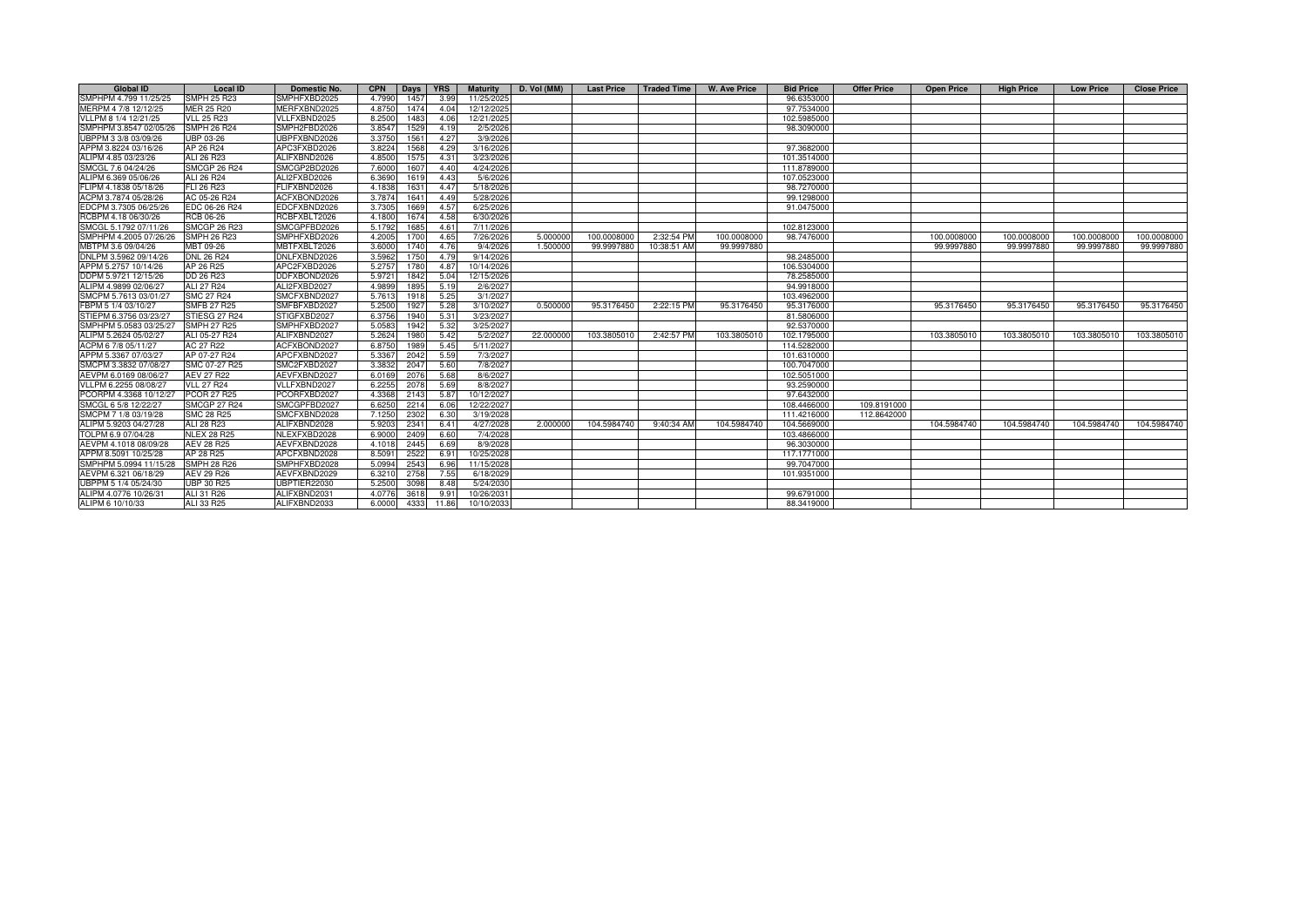| Global ID | Local ID | Domestic No. | CPN | Days | YRS | Maturity | D. Vol (MM) | Last Price | Traded Time | W. Ave Price | Bid Price | Offer Price | Open Price | High Price | Low Price | Close Price |
|---|---|---|---|---|---|---|---|---|---|---|---|---|---|---|---|---|
| SMPHPM 4.799 11/25/25 | SMPH 25 R23 | SMPHFXBD2025 | 4.7990 | 1457 | 3.99 | 11/25/2025 | | | | | 96.6353000 | | | | | |
| MERPM 4 7/8 12/12/25 | MER 25 R20 | MERFXBND2025 | 4.8750 | 1474 | 4.04 | 12/12/2025 | | | | | 97.7534000 | | | | | |
| VLLPM 8 1/4 12/21/25 | VLL 25 R23 | VLLFXBND2025 | 8.2500 | 1483 | 4.06 | 12/21/2025 | | | | | 102.5985000 | | | | | |
| SMPHPM 3.8547 02/05/26 | SMPH 26 R24 | SMPH2FBD2026 | 3.8547 | 1529 | 4.19 | 2/5/2026 | | | | | 98.3090000 | | | | | |
| UBPPM 3 3/8 03/09/26 | UBP 03-26 | UBPFXBND2026 | 3.3750 | 1561 | 4.27 | 3/9/2026 | | | | | | | | | | |
| APPM 3.8224 03/16/26 | AP 26 R24 | APC3FXBD2026 | 3.8224 | 1568 | 4.29 | 3/16/2026 | | | | | 97.3682000 | | | | | |
| ALIPM 4.85 03/23/26 | ALI 26 R23 | ALIFXBND2026 | 4.8500 | 1575 | 4.31 | 3/23/2026 | | | | | 101.3514000 | | | | | |
| SMCGL 7.6 04/24/26 | SMCGP 26 R24 | SMCGP2BD2026 | 7.6000 | 1607 | 4.40 | 4/24/2026 | | | | | 111.8789000 | | | | | |
| ALIPM 6.369 05/06/26 | ALI 26 R24 | ALI2FXBD2026 | 6.3690 | 1619 | 4.43 | 5/6/2026 | | | | | 107.0523000 | | | | | |
| FLIPM 4.1838 05/18/26 | FLI 26 R23 | FLIFXBND2026 | 4.1838 | 1631 | 4.47 | 5/18/2026 | | | | | 98.7270000 | | | | | |
| ACPM 3.7874 05/28/26 | AC 05-26 R24 | ACFXBOND2026 | 3.7874 | 1641 | 4.49 | 5/28/2026 | | | | | 99.1298000 | | | | | |
| EDCPM 3.7305 06/25/26 | EDC 06-26 R24 | EDCFXBND2026 | 3.7305 | 1669 | 4.57 | 6/25/2026 | | | | | 91.0475000 | | | | | |
| RCBPM 4.18 06/30/26 | RCB 06-26 | RCBFXBLT2026 | 4.1800 | 1674 | 4.58 | 6/30/2026 | | | | | | | | | | |
| SMCGL 5.1792 07/11/26 | SMCGP 26 R23 | SMCGPFBD2026 | 5.1792 | 1685 | 4.61 | 7/11/2026 | | | | | 102.8123000 | | | | | |
| SMPHPM 4.2005 07/26/26 | SMPH 26 R23 | SMPHFXBD2026 | 4.2005 | 1700 | 4.65 | 7/26/2026 | 5.000000 | 100.0008000 | 2:32:54 PM | 100.0008000 | 98.7476000 | | 100.0008000 | 100.0008000 | 100.0008000 | 100.0008000 |
| MBTPM 3.6 09/04/26 | MBT 09-26 | MBTFXBLT2026 | 3.6000 | 1740 | 4.76 | 9/4/2026 | 1.500000 | 99.9997880 | 10:38:51 AM | 99.9997880 | | | 99.9997880 | 99.9997880 | 99.9997880 | 99.9997880 |
| DNLPM 3.5962 09/14/26 | DNL 26 R24 | DNLFXBND2026 | 3.5962 | 1750 | 4.79 | 9/14/2026 | | | | | 98.2485000 | | | | | |
| APPM 5.2757 10/14/26 | AP 26 R25 | APC2FXBD2026 | 5.2757 | 1780 | 4.87 | 10/14/2026 | | | | | 106.5304000 | | | | | |
| DDPM 5.9721 12/15/26 | DD 26 R23 | DDFXBOND2026 | 5.9721 | 1842 | 5.04 | 12/15/2026 | | | | | 78.2585000 | | | | | |
| ALIPM 4.9899 02/06/27 | ALI 27 R24 | ALI2FXBD2027 | 4.9899 | 1895 | 5.19 | 2/6/2027 | | | | | 94.9918000 | | | | | |
| SMCPM 5.7613 03/01/27 | SMC 27 R24 | SMCFXBND2027 | 5.7613 | 1918 | 5.25 | 3/1/2027 | | | | | 103.4962000 | | | | | |
| FBPM 5 1/4 03/10/27 | SMFB 27 R25 | SMFBFXBD2027 | 5.2500 | 1927 | 5.28 | 3/10/2027 | 0.500000 | 95.3176450 | 2:22:15 PM | 95.3176450 | 95.3176000 | | 95.3176450 | 95.3176450 | 95.3176450 | 95.3176450 |
| STIEPM 6.3756 03/23/27 | STIESG 27 R24 | STIGFXBD2027 | 6.3756 | 1940 | 5.31 | 3/23/2027 | | | | | 81.5806000 | | | | | |
| SMPHPM 5.0583 03/25/27 | SMPH 27 R25 | SMPHFXBD2027 | 5.0583 | 1942 | 5.32 | 3/25/2027 | | | | | 92.5370000 | | | | | |
| ALIPM 5.2624 05/02/27 | ALI 05-27 R24 | ALIFXBND2027 | 5.2624 | 1980 | 5.42 | 5/2/2027 | 22.000000 | 103.3805010 | 2:42:57 PM | 103.3805010 | 102.1795000 | | 103.3805010 | 103.3805010 | 103.3805010 | 103.3805010 |
| ACPM 6 7/8 05/11/27 | AC 27 R22 | ACFXBOND2027 | 6.8750 | 1989 | 5.45 | 5/11/2027 | | | | | 114.5282000 | | | | | |
| APPM 5.3367 07/03/27 | AP 07-27 R24 | APCFXBND2027 | 5.3367 | 2042 | 5.59 | 7/3/2027 | | | | | 101.6310000 | | | | | |
| SMCPM 3.3832 07/08/27 | SMC 07-27 R25 | SMC2FXBD2027 | 3.3832 | 2047 | 5.60 | 7/8/2027 | | | | | 100.7047000 | | | | | |
| AEVPM 6.0169 08/06/27 | AEV 27 R22 | AEVFXBND2027 | 6.0169 | 2076 | 5.68 | 8/6/2027 | | | | | 102.5051000 | | | | | |
| VLLPM 6.2255 08/08/27 | VLL 27 R24 | VLLFXBND2027 | 6.2255 | 2078 | 5.69 | 8/8/2027 | | | | | 93.2590000 | | | | | |
| PCORPM 4.3368 10/12/27 | PCOR 27 R25 | PCORFXBD2027 | 4.3368 | 2143 | 5.87 | 10/12/2027 | | | | | 97.6432000 | | | | | |
| SMCGL 6 5/8 12/22/27 | SMCGP 27 R24 | SMCGPFBD2027 | 6.6250 | 2214 | 6.06 | 12/22/2027 | | | | | 108.4466000 | 109.8191000 | | | | |
| SMCPM 7 1/8 03/19/28 | SMC 28 R25 | SMCFXBND2028 | 7.1250 | 2302 | 6.30 | 3/19/2028 | | | | | 111.4216000 | 112.8642000 | | | | |
| ALIPM 5.9203 04/27/28 | ALI 28 R23 | ALIFXBND2028 | 5.9203 | 2341 | 6.41 | 4/27/2028 | 2.000000 | 104.5984740 | 9:40:34 AM | 104.5984740 | 104.5669000 | | 104.5984740 | 104.5984740 | 104.5984740 | 104.5984740 |
| TOLPM 6.9 07/04/28 | NLEX 28 R25 | NLEXFXBD2028 | 6.9000 | 2409 | 6.60 | 7/4/2028 | | | | | 103.4866000 | | | | | |
| AEVPM 4.1018 08/09/28 | AEV 28 R25 | AEVFXBND2028 | 4.1018 | 2445 | 6.69 | 8/9/2028 | | | | | 96.3030000 | | | | | |
| APPM 8.5091 10/25/28 | AP 28 R25 | APCFXBND2028 | 8.5091 | 2522 | 6.91 | 10/25/2028 | | | | | 117.1771000 | | | | | |
| SMPHPM 5.0994 11/15/28 | SMPH 28 R26 | SMPHFXBD2028 | 5.0994 | 2543 | 6.96 | 11/15/2028 | | | | | 99.7047000 | | | | | |
| AEVPM 6.321 06/18/29 | AEV 29 R26 | AEVFXBND2029 | 6.3210 | 2758 | 7.55 | 6/18/2029 | | | | | 101.9351000 | | | | | |
| UBPPM 5 1/4 05/24/30 | UBP 30 R25 | UBPTIER22030 | 5.2500 | 3098 | 8.48 | 5/24/2030 | | | | | | | | | | |
| ALIPM 4.0776 10/26/31 | ALI 31 R26 | ALIFXBND2031 | 4.0776 | 3618 | 9.91 | 10/26/2031 | | | | | 99.6791000 | | | | | |
| ALIPM 6 10/10/33 | ALI 33 R25 | ALIFXBND2033 | 6.0000 | 4333 | 11.86 | 10/10/2033 | | | | | 88.3419000 | | | | | |